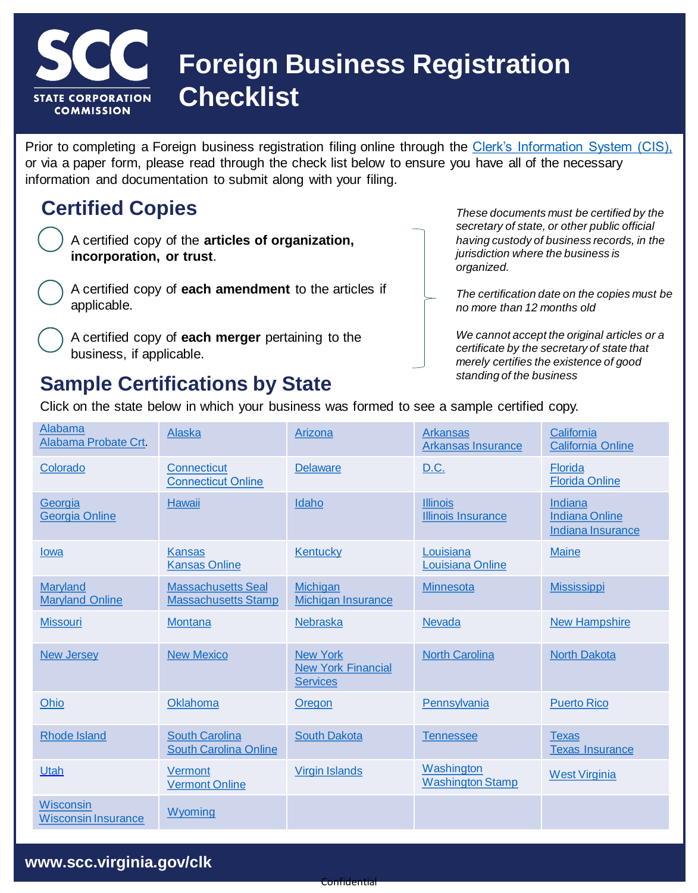# Foreign Business Registration Checklist

STATE CORPORATION COMMISSION

Prior to completing a Foreign business registration filing online through the Clerk's Information System (CIS), or via a paper form, please read through the check list below to ensure you have all of the necessary information and documentation to submit along with your filing.

## Certified Copies

- A certified copy of the **articles of organization, incorporation, or trust**.
- A certified copy of **each amendment** to the articles if applicable.
- A certified copy of **each merger** pertaining to the business, if applicable.

*These documents must be certified by the secretary of state, or other public official having custody of business records, in the jurisdiction where the business is organized.*

*The certification date on the copies must be no more than 12 months old*

*We cannot accept the original articles or a certificate by the secretary of state that merely certifies the existence of good standing of the business*

## Sample Certifications by State

Click on the state below in which your business was formed to see a sample certified copy.

| | | | | |
|---|---|---|---|---|
| Alabama<br>Alabama Probate Crt. | Alaska | Arizona | Arkansas<br>Arkansas Insurance | California<br>California Online |
| Colorado | Connecticut<br>Connecticut Online | Delaware | D.C. | Florida<br>Florida Online |
| Georgia<br>Georgia Online | Hawaii | Idaho | Illinois<br>Illinois Insurance | Indiana<br>Indiana Online<br>Indiana Insurance |
| Iowa | Kansas<br>Kansas Online | Kentucky | Louisiana<br>Louisiana Online | Maine |
| Maryland<br>Maryland Online | Massachusetts Seal<br>Massachusetts Stamp | Michigan<br>Michigan Insurance | Minnesota | Mississippi |
| Missouri | Montana | Nebraska | Nevada | New Hampshire |
| New Jersey | New Mexico | New York<br>New York Financial Services | North Carolina | North Dakota |
| Ohio | Oklahoma | Oregon | Pennsylvania | Puerto Rico |
| Rhode Island | South Carolina<br>South Carolina Online | South Dakota | Tennessee | Texas<br>Texas Insurance |
| Utah | Vermont<br>Vermont Online | Virgin Islands | Washington<br>Washington Stamp | West Virginia |
| Wisconsin<br>Wisconsin Insurance | Wyoming | | | |

www.scc.virginia.gov/clk

Confidential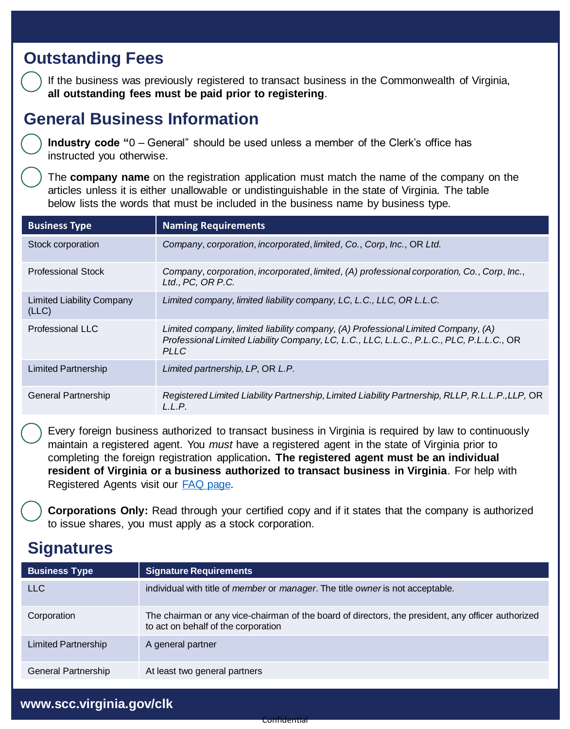## Outstanding Fees

- If the business was previously registered to transact business in the Commonwealth of Virginia, **all outstanding fees must be paid prior to registering**.

## General Business Information

- **Industry code "**0 – General" should be used unless a member of the Clerk's office has instructed you otherwise.
- The **company name** on the registration application must match the name of the company on the articles unless it is either unallowable or undistinguishable in the state of Virginia. The table below lists the words that must be included in the business name by business type.

| Business Type | Naming Requirements |
| --- | --- |
| Stock corporation | *Company*, *corporation*, *incorporated*, *limited*, *Co.*, *Corp*, *Inc.*, OR *Ltd.* |
| Professional Stock | *Company*, *corporation*, *incorporated*, *limited*, *(A) professional corporation, Co.*, *Corp*, *Inc.*, *Ltd., PC, OR P.C.* |
| Limited Liability Company (LLC) | *Limited company, limited liability company, LC, L.C., LLC, OR L.L.C.* |
| Professional LLC | *Limited company, limited liability company, (A) Professional Limited Company, (A) Professional Limited Liability Company, LC, L.C., LLC, L.L.C., P.L.C., PLC, P.L.L.C.,* OR *PLLC* |
| Limited Partnership | *Limited partnership, LP,* OR *L.P.* |
| General Partnership | *Registered Limited Liability Partnership, Limited Liability Partnership, RLLP, R.L.L.P.,LLP,* OR *L.L.P.* |

- Every foreign business authorized to transact business in Virginia is required by law to continuously maintain a registered agent. You *must* have a registered agent in the state of Virginia prior to completing the foreign registration application**. The registered agent must be an individual resident of Virginia or a business authorized to transact business in Virginia**. For help with Registered Agents visit our FAQ page.
- **Corporations Only:** Read through your certified copy and if it states that the company is authorized to issue shares, you must apply as a stock corporation.

## Signatures

| Business Type | Signature Requirements |
| --- | --- |
| LLC | individual with title of *member* or *manager*. The title *owner* is not acceptable. |
| Corporation | The chairman or any vice-chairman of the board of directors, the president, any officer authorized to act on behalf of the corporation |
| Limited Partnership | A general partner |
| General Partnership | At least two general partners |

**www.scc.virginia.gov/clk**